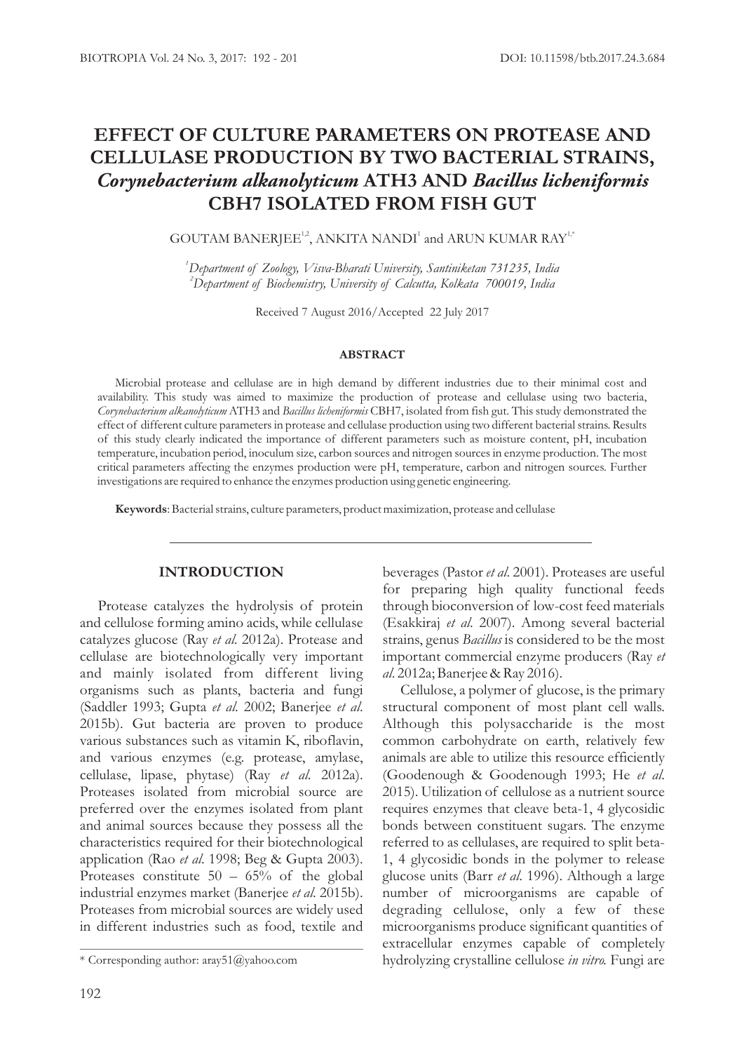# EFFECT OF CULTURE PARAMETERS ON PROTEASE AND CELLULASE PRODUCTION BY TWO BACTERIAL STRAINS, *Corynebacterium alkanolyticum* ATH3 AND *Bacillus licheniformis* CBH7 ISOLATED FROM FISH GUT

GOUTAM BANERJEE[1,2], ANKITA NANDI[1] and ARUN KUMAR RAY[1,*]

[1]*Department of Zoology, Visva-Bharati University, Santiniketan 731235, India*
[2]*Department of Biochemistry, University of Calcutta, Kolkata 700019, India*

Received 7 August 2016/Accepted 22 July 2017

## ABSTRACT

Microbial protease and cellulase are in high demand by different industries due to their minimal cost and availability. This study was aimed to maximize the production of protease and cellulase using two bacteria, *Corynebacterium alkanolyticum* ATH3 and *Bacillus licheniformis* CBH7, isolated from fish gut. This study demonstrated the effect of different culture parameters in protease and cellulase production using two different bacterial strains. Results of this study clearly indicated the importance of different parameters such as moisture content, pH, incubation temperature, incubation period, inoculum size, carbon sources and nitrogen sources in enzyme production. The most critical parameters affecting the enzymes production were pH, temperature, carbon and nitrogen sources. Further investigations are required to enhance the enzymes production using genetic engineering.

**Keywords**: Bacterial strains, culture parameters, product maximization, protease and cellulase

## INTRODUCTION

Protease catalyzes the hydrolysis of protein and cellulose forming amino acids, while cellulase catalyzes glucose (Ray *et al.* 2012a). Protease and cellulase are biotechnologically very important and mainly isolated from different living organisms such as plants, bacteria and fungi (Saddler 1993; Gupta *et al.* 2002; Banerjee *et al.* 2015b). Gut bacteria are proven to produce various substances such as vitamin K, riboflavin, and various enzymes (e.g. protease, amylase, cellulase, lipase, phytase) (Ray *et al.* 2012a). Proteases isolated from microbial source are preferred over the enzymes isolated from plant and animal sources because they possess all the characteristics required for their biotechnological application (Rao *et al.* 1998; Beg & Gupta 2003). Proteases constitute 50 – 65% of the global industrial enzymes market (Banerjee *et al.* 2015b). Proteases from microbial sources are widely used in different industries such as food, textile and beverages (Pastor *et al.* 2001). Proteases are useful for preparing high quality functional feeds through bioconversion of low-cost feed materials (Esakkiraj *et al.* 2007). Among several bacterial strains, genus *Bacillus* is considered to be the most important commercial enzyme producers (Ray *et al.* 2012a; Banerjee & Ray 2016).

Cellulose, a polymer of glucose, is the primary structural component of most plant cell walls. Although this polysaccharide is the most common carbohydrate on earth, relatively few animals are able to utilize this resource efficiently (Goodenough & Goodenough 1993; He *et al.* 2015). Utilization of cellulose as a nutrient source requires enzymes that cleave beta-1, 4 glycosidic bonds between constituent sugars. The enzyme referred to as cellulases, are required to split beta-1, 4 glycosidic bonds in the polymer to release glucose units (Barr *et al.* 1996). Although a large number of microorganisms are capable of degrading cellulose, only a few of these microorganisms produce significant quantities of extracellular enzymes capable of completely hydrolyzing crystalline cellulose *in vitro.* Fungi are

\* Corresponding author: aray51@yahoo.com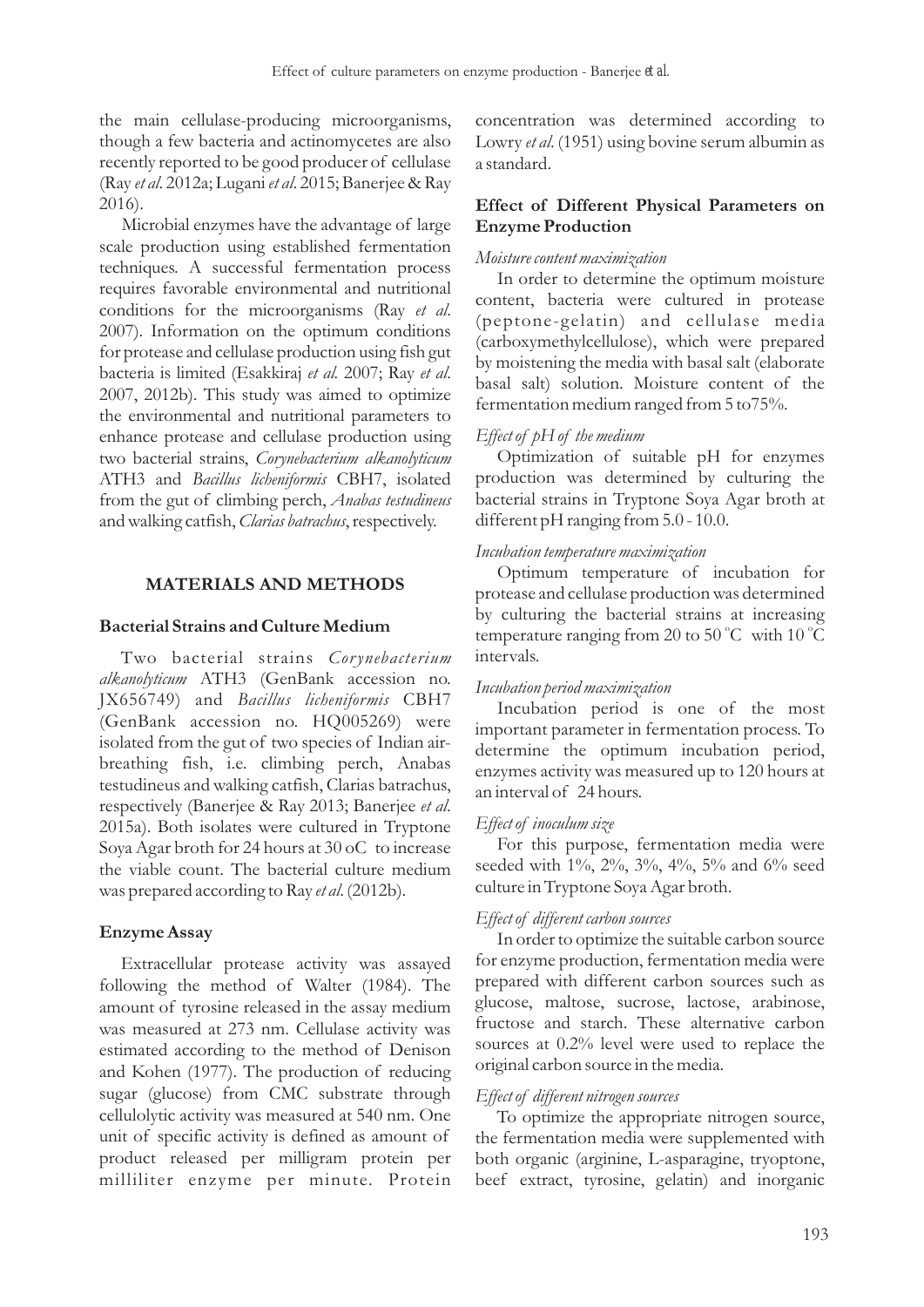the main cellulase-producing microorganisms, though a few bacteria and actinomycetes are also recently reported to be good producer of cellulase (Ray *et al*. 2012a; Lugani *et al*. 2015; Banerjee & Ray 2016).

Microbial enzymes have the advantage of large scale production using established fermentation techniques. A successful fermentation process requires favorable environmental and nutritional conditions for the microorganisms (Ray *et al*. 2007). Information on the optimum conditions for protease and cellulase production using fish gut bacteria is limited (Esakkiraj *et al*. 2007; Ray *et al*. 2007, 2012b). This study was aimed to optimize the environmental and nutritional parameters to enhance protease and cellulase production using two bacterial strains, *Corynebacterium alkanolyticum* ATH3 and *Bacillus licheniformis* CBH7, isolated from the gut of climbing perch, *Anabas testudineus* and walking catfish, *Clarias batrachus*, respectively.

## MATERIALS AND METHODS

### Bacterial Strains and Culture Medium

Two bacterial strains *Corynebacterium alkanolyticum* ATH3 (GenBank accession no. JX656749) and *Bacillus licheniformis* CBH7 (GenBank accession no. HQ005269) were isolated from the gut of two species of Indian air-breathing fish, i.e. climbing perch, Anabas testudineus and walking catfish, Clarias batrachus, respectively (Banerjee & Ray 2013; Banerjee *et al*. 2015a). Both isolates were cultured in Tryptone Soya Agar broth for 24 hours at 30 oC to increase the viable count. The bacterial culture medium was prepared according to Ray *et al*. (2012b).

### Enzyme Assay

Extracellular protease activity was assayed following the method of Walter (1984). The amount of tyrosine released in the assay medium was measured at 273 nm. Cellulase activity was estimated according to the method of Denison and Kohen (1977). The production of reducing sugar (glucose) from CMC substrate through cellulolytic activity was measured at 540 nm. One unit of specific activity is defined as amount of product released per milligram protein per milliliter enzyme per minute. Protein concentration was determined according to Lowry *et al*. (1951) using bovine serum albumin as a standard.

### Effect of Different Physical Parameters on Enzyme Production

*Moisture content maximization*

In order to determine the optimum moisture content, bacteria were cultured in protease (peptone-gelatin) and cellulase media (carboxymethylcellulose), which were prepared by moistening the media with basal salt (elaborate basal salt) solution. Moisture content of the fermentation medium ranged from 5 to75%.

*Effect of pH of the medium*

Optimization of suitable pH for enzymes production was determined by culturing the bacterial strains in Tryptone Soya Agar broth at different pH ranging from 5.0 - 10.0.

*Incubation temperature maximization*

Optimum temperature of incubation for protease and cellulase production was determined by culturing the bacterial strains at increasing temperature ranging from 20 to 50 °C with 10 °C intervals.

*Incubation period maximization*

Incubation period is one of the most important parameter in fermentation process. To determine the optimum incubation period, enzymes activity was measured up to 120 hours at an interval of 24 hours.

*Effect of inoculum size*

For this purpose, fermentation media were seeded with 1%, 2%, 3%, 4%, 5% and 6% seed culture in Tryptone Soya Agar broth.

*Effect of different carbon sources*

In order to optimize the suitable carbon source for enzyme production, fermentation media were prepared with different carbon sources such as glucose, maltose, sucrose, lactose, arabinose, fructose and starch. These alternative carbon sources at 0.2% level were used to replace the original carbon source in the media.

*Effect of different nitrogen sources*

To optimize the appropriate nitrogen source, the fermentation media were supplemented with both organic (arginine, L-asparagine, tryoptone, beef extract, tyrosine, gelatin) and inorganic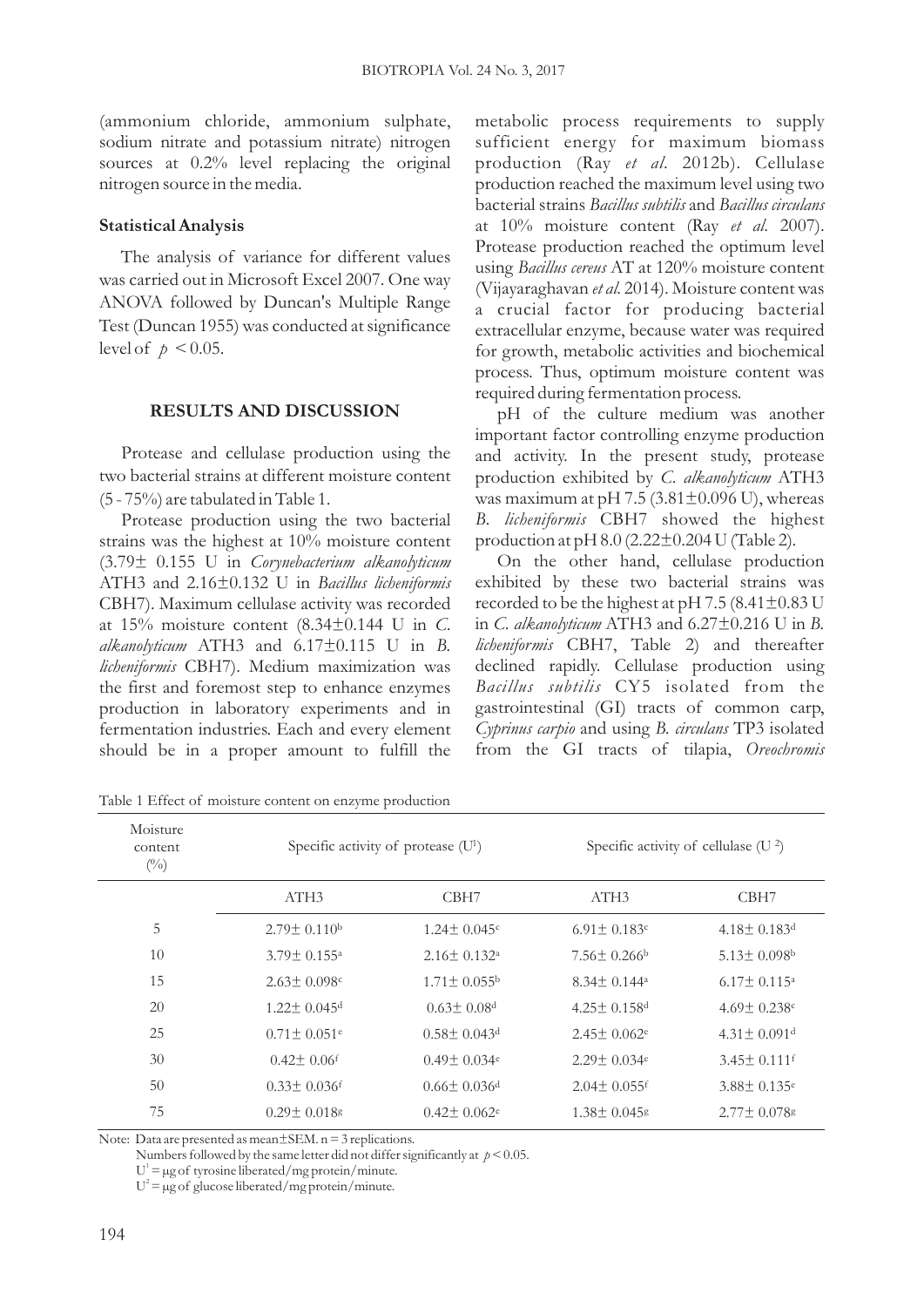(ammonium chloride, ammonium sulphate, sodium nitrate and potassium nitrate) nitrogen sources at 0.2% level replacing the original nitrogen source in the media.

### Statistical Analysis

The analysis of variance for different values was carried out in Microsoft Excel 2007. One way ANOVA followed by Duncan's Multiple Range Test (Duncan 1955) was conducted at significance level of $p < 0.05$.

## RESULTS AND DISCUSSION

Protease and cellulase production using the two bacterial strains at different moisture content (5 - 75%) are tabulated in Table 1.

Protease production using the two bacterial strains was the highest at 10% moisture content (3.79± 0.155 U in *Corynebacterium alkanolyticum* ATH3 and 2.16±0.132 U in *Bacillus licheniformis* CBH7). Maximum cellulase activity was recorded at 15% moisture content (8.34±0.144 U in *C. alkanolyticum* ATH3 and 6.17±0.115 U in *B. licheniformis* CBH7). Medium maximization was the first and foremost step to enhance enzymes production in laboratory experiments and in fermentation industries. Each and every element should be in a proper amount to fulfill the metabolic process requirements to supply sufficient energy for maximum biomass production (Ray *et al*. 2012b). Cellulase production reached the maximum level using two bacterial strains *Bacillus subtilis* and *Bacillus circulans* at 10% moisture content (Ray *et al*. 2007). Protease production reached the optimum level using *Bacillus cereus* AT at 120% moisture content (Vijayaraghavan *et al*. 2014). Moisture content was a crucial factor for producing bacterial extracellular enzyme, because water was required for growth, metabolic activities and biochemical process. Thus, optimum moisture content was required during fermentation process.

pH of the culture medium was another important factor controlling enzyme production and activity. In the present study, protease production exhibited by *C. alkanolyticum* ATH3 was maximum at pH 7.5 (3.81±0.096 U), whereas *B. licheniformis* CBH7 showed the highest production at pH 8.0 (2.22±0.204 U (Table 2).

On the other hand, cellulase production exhibited by these two bacterial strains was recorded to be the highest at pH 7.5 (8.41±0.83 U in *C. alkanolyticum* ATH3 and 6.27±0.216 U in *B. licheniformis* CBH7, Table 2) and thereafter declined rapidly. Cellulase production using *Bacillus subtilis* CY5 isolated from the gastrointestinal (GI) tracts of common carp, *Cyprinus carpio* and using *B. circulans* TP3 isolated from the GI tracts of tilapia, *Oreochromis*

Table 1 Effect of moisture content on enzyme production

| Moisture content (%) | Specific activity of protease (U[1]) | | Specific activity of cellulase (U[2]) | |
|---|---|---|---|---|
| | ATH3 | CBH7 | ATH3 | CBH7 |
| 5 | 2.79± 0.110[b] | 1.24± 0.045[c] | 6.91± 0.183[c] | 4.18± 0.183[d] |
| 10 | 3.79± 0.155[a] | 2.16± 0.132[a] | 7.56± 0.266[b] | 5.13± 0.098[b] |
| 15 | 2.63± 0.098[c] | 1.71± 0.055[b] | 8.34± 0.144[a] | 6.17± 0.115[a] |
| 20 | 1.22± 0.045[d] | 0.63± 0.08[d] | 4.25± 0.158[d] | 4.69± 0.238[c] |
| 25 | 0.71± 0.051[e] | 0.58± 0.043[d] | 2.45± 0.062[e] | 4.31± 0.091[d] |
| 30 | 0.42± 0.06[f] | 0.49± 0.034[e] | 2.29± 0.034[e] | 3.45± 0.111[f] |
| 50 | 0.33± 0.036[f] | 0.66± 0.036[d] | 2.04± 0.055[f] | 3.88± 0.135[e] |
| 75 | 0.29± 0.018[g] | 0.42± 0.062[e] | 1.38± 0.045[g] | 2.77± 0.078[g] |

Note: Data are presented as mean±SEM. n = 3 replications.
Numbers followed by the same letter did not differ significantly at $p < 0.05$.
$U^1$ = μg of tyrosine liberated/mg protein/minute.
$U^2$ = μg of glucose liberated/mg protein/minute.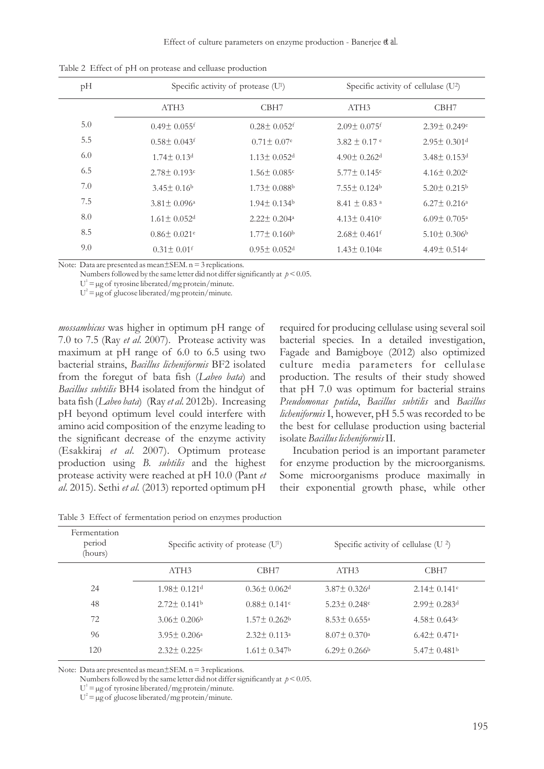Table 2 Effect of pH on protease and celluase production

| pH | Specific activity of protease (U[1]) | | Specific activity of cellulase (U[2]) | |
|---|---|---|---|---|
| | ATH3 | CBH7 | ATH3 | CBH7 |
| 5.0 | 0.49± 0.055[f] | 0.28± 0.052[f] | 2.09± 0.075[f] | 2.39± 0.249[e] |
| 5.5 | 0.58± 0.043[f] | 0.71± 0.07[e] | 3.82 ± 0.17 [e] | 2.95± 0.301[d] |
| 6.0 | 1.74± 0.13[d] | 1.13± 0.052[d] | 4.90± 0.262[d] | 3.48± 0.153[d] |
| 6.5 | 2.78± 0.193[c] | 1.56± 0.085[c] | 5.77± 0.145[c] | 4.16± 0.202[c] |
| 7.0 | 3.45± 0.16[b] | 1.73± 0.088[b] | 7.55± 0.124[b] | 5.20± 0.215[b] |
| 7.5 | 3.81± 0.096[a] | 1.94± 0.134[b] | 8.41 ± 0.83 [a] | 6.27± 0.216[a] |
| 8.0 | 1.61± 0.052[d] | 2.22± 0.204[a] | 4.13± 0.410[e] | 6.09± 0.705[a] |
| 8.5 | 0.86± 0.021[e] | 1.77± 0.160[b] | 2.68± 0.461[f] | 5.10± 0.306[b] |
| 9.0 | 0.31± 0.01[f] | 0.95± 0.052[d] | 1.43± 0.104[g] | 4.49± 0.514[c] |

Note: Data are presented as mean±SEM. n = 3 replications.
Numbers followed by the same letter did not differ significantly at $p < 0.05$.
$U^1$ = μg of tyrosine liberated/mg protein/minute.
$U^2$ = μg of glucose liberated/mg protein/minute.

*mossambicus* was higher in optimum pH range of 7.0 to 7.5 (Ray *et al.* 2007). Protease activity was maximum at pH range of 6.0 to 6.5 using two bacterial strains, *Bacillus licheniformis* BF2 isolated from the foregut of bata fish (*Labeo bata*) and *Bacillus subtilis* BH4 isolated from the hindgut of bata fish (*Labeo bata*) (Ray *et al.* 2012b). Increasing pH beyond optimum level could interfere with amino acid composition of the enzyme leading to the significant decrease of the enzyme activity (Esakkiraj *et al*. 2007). Optimum protease production using *B. subtilis* and the highest protease activity were reached at pH 10.0 (Pant *et al*. 2015). Sethi *et al.* (2013) reported optimum pH required for producing cellulase using several soil bacterial species. In a detailed investigation, Fagade and Bamigboye (2012) also optimized culture media parameters for cellulase production. The results of their study showed that pH 7.0 was optimum for bacterial strains *Pseudomonas putida*, *Bacillus subtilis* and *Bacillus licheniformis* I, however, pH 5.5 was recorded to be the best for cellulase production using bacterial isolate *Bacillus licheniformis* II.

Incubation period is an important parameter for enzyme production by the microorganisms. Some microorganisms produce maximally in their exponential growth phase, while other

Table 3 Effect of fermentation period on enzymes production

| Fermentation period (hours) | Specific activity of protease (U[1]) | | Specific activity of cellulase (U [2]) | |
|---|---|---|---|---|
| | ATH3 | CBH7 | ATH3 | CBH7 |
| 24 | 1.98± 0.121[d] | 0.36± 0.062[d] | 3.87± 0.326[d] | 2.14± 0.141[e] |
| 48 | 2.72± 0.141[b] | 0.88± 0.141[c] | 5.23± 0.248[c] | 2.99± 0.283[d] |
| 72 | 3.06± 0.206[b] | 1.57± 0.262[b] | 8.53± 0.655[a] | 4.58± 0.643[c] |
| 96 | 3.95± 0.206[a] | 2.32± 0.113[a] | 8.07± 0.370[a] | 6.42± 0.471[a] |
| 120 | 2.32± 0.225[c] | 1.61± 0.347[b] | 6.29± 0.266[b] | 5.47± 0.481[b] |

Note: Data are presented as mean±SEM. n = 3 replications.
Numbers followed by the same letter did not differ significantly at $p < 0.05$.
$U^1$ = μg of tyrosine liberated/mg protein/minute.
$U^2$ = μg of glucose liberated/mg protein/minute.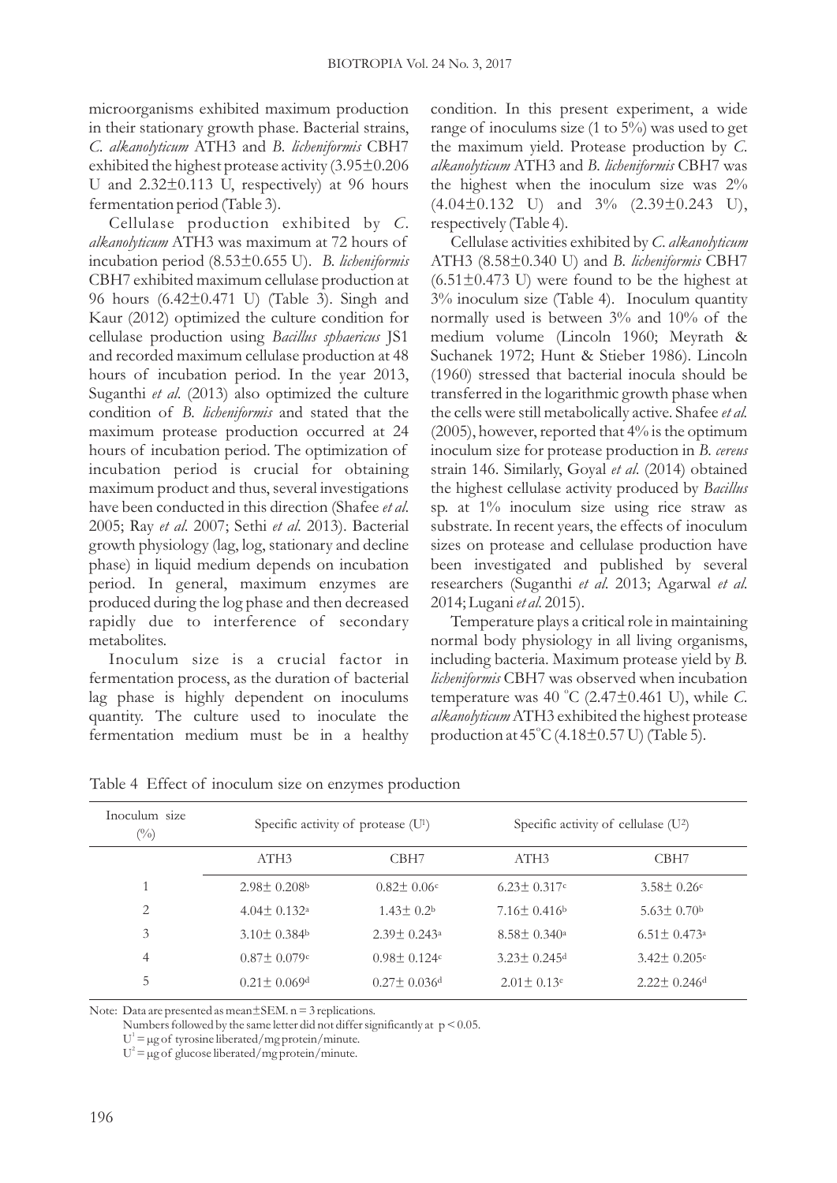microorganisms exhibited maximum production in their stationary growth phase. Bacterial strains, *C. alkanolyticum* ATH3 and *B. licheniformis* CBH7 exhibited the highest protease activity (3.95±0.206 U and 2.32±0.113 U, respectively) at 96 hours fermentation period (Table 3).

Cellulase production exhibited by *C. alkanolyticum* ATH3 was maximum at 72 hours of incubation period (8.53±0.655 U). *B. licheniformis* CBH7 exhibited maximum cellulase production at 96 hours (6.42±0.471 U) (Table 3). Singh and Kaur (2012) optimized the culture condition for cellulase production using *Bacillus sphaericus* JS1 and recorded maximum cellulase production at 48 hours of incubation period. In the year 2013, Suganthi *et al*. (2013) also optimized the culture condition of *B. licheniformis* and stated that the maximum protease production occurred at 24 hours of incubation period. The optimization of incubation period is crucial for obtaining maximum product and thus, several investigations have been conducted in this direction (Shafee *et al*. 2005; Ray *et al*. 2007; Sethi *et al*. 2013). Bacterial growth physiology (lag, log, stationary and decline phase) in liquid medium depends on incubation period. In general, maximum enzymes are produced during the log phase and then decreased rapidly due to interference of secondary metabolites.

Inoculum size is a crucial factor in fermentation process, as the duration of bacterial lag phase is highly dependent on inoculums quantity. The culture used to inoculate the fermentation medium must be in a healthy condition. In this present experiment, a wide range of inoculums size (1 to 5%) was used to get the maximum yield. Protease production by *C. alkanolyticum* ATH3 and *B. licheniformis* CBH7 was the highest when the inoculum size was 2% (4.04±0.132 U) and 3% (2.39±0.243 U), respectively (Table 4).

Cellulase activities exhibited by *C. alkanolyticum* ATH3 (8.58±0.340 U) and *B. licheniformis* CBH7 (6.51±0.473 U) were found to be the highest at 3% inoculum size (Table 4). Inoculum quantity normally used is between 3% and 10% of the medium volume (Lincoln 1960; Meyrath & Suchanek 1972; Hunt & Stieber 1986). Lincoln (1960) stressed that bacterial inocula should be transferred in the logarithmic growth phase when the cells were still metabolically active. Shafee *et al.* (2005), however, reported that 4% is the optimum inoculum size for protease production in *B. cereus* strain 146. Similarly, Goyal *et al*. (2014) obtained the highest cellulase activity produced by *Bacillus* sp. at 1% inoculum size using rice straw as substrate. In recent years, the effects of inoculum sizes on protease and cellulase production have been investigated and published by several researchers (Suganthi *et al*. 2013; Agarwal *et al*. 2014; Lugani *et al*. 2015).

Temperature plays a critical role in maintaining normal body physiology in all living organisms, including bacteria. Maximum protease yield by *B. licheniformis* CBH7 was observed when incubation temperature was 40 °C (2.47±0.461 U), while *C. alkanolyticum* ATH3 exhibited the highest protease production at 45°C (4.18±0.57 U) (Table 5).

Table 4 Effect of inoculum size on enzymes production

| Inoculum size (%) | Specific activity of protease ($U^1$) | | Specific activity of cellulase ($U^2$) | |
|---|---|---|---|---|
| | ATH3 | CBH7 | ATH3 | CBH7 |
| 1 | $2.98 \pm 0.208^b$ | $0.82 \pm 0.06^c$ | $6.23 \pm 0.317^c$ | $3.58 \pm 0.26^c$ |
| 2 | $4.04 \pm 0.132^a$ | $1.43 \pm 0.2^b$ | $7.16 \pm 0.416^b$ | $5.63 \pm 0.70^b$ |
| 3 | $3.10 \pm 0.384^b$ | $2.39 \pm 0.243^a$ | $8.58 \pm 0.340^a$ | $6.51 \pm 0.473^a$ |
| 4 | $0.87 \pm 0.079^c$ | $0.98 \pm 0.124^c$ | $3.23 \pm 0.245^d$ | $3.42 \pm 0.205^c$ |
| 5 | $0.21 \pm 0.069^d$ | $0.27 \pm 0.036^d$ | $2.01 \pm 0.13^e$ | $2.22 \pm 0.246^d$ |

Note: Data are presented as mean±SEM. n = 3 replications.
Numbers followed by the same letter did not differ significantly at $p < 0.05$.
$U^1$ = μg of tyrosine liberated/mg protein/minute.
$U^2$ = μg of glucose liberated/mg protein/minute.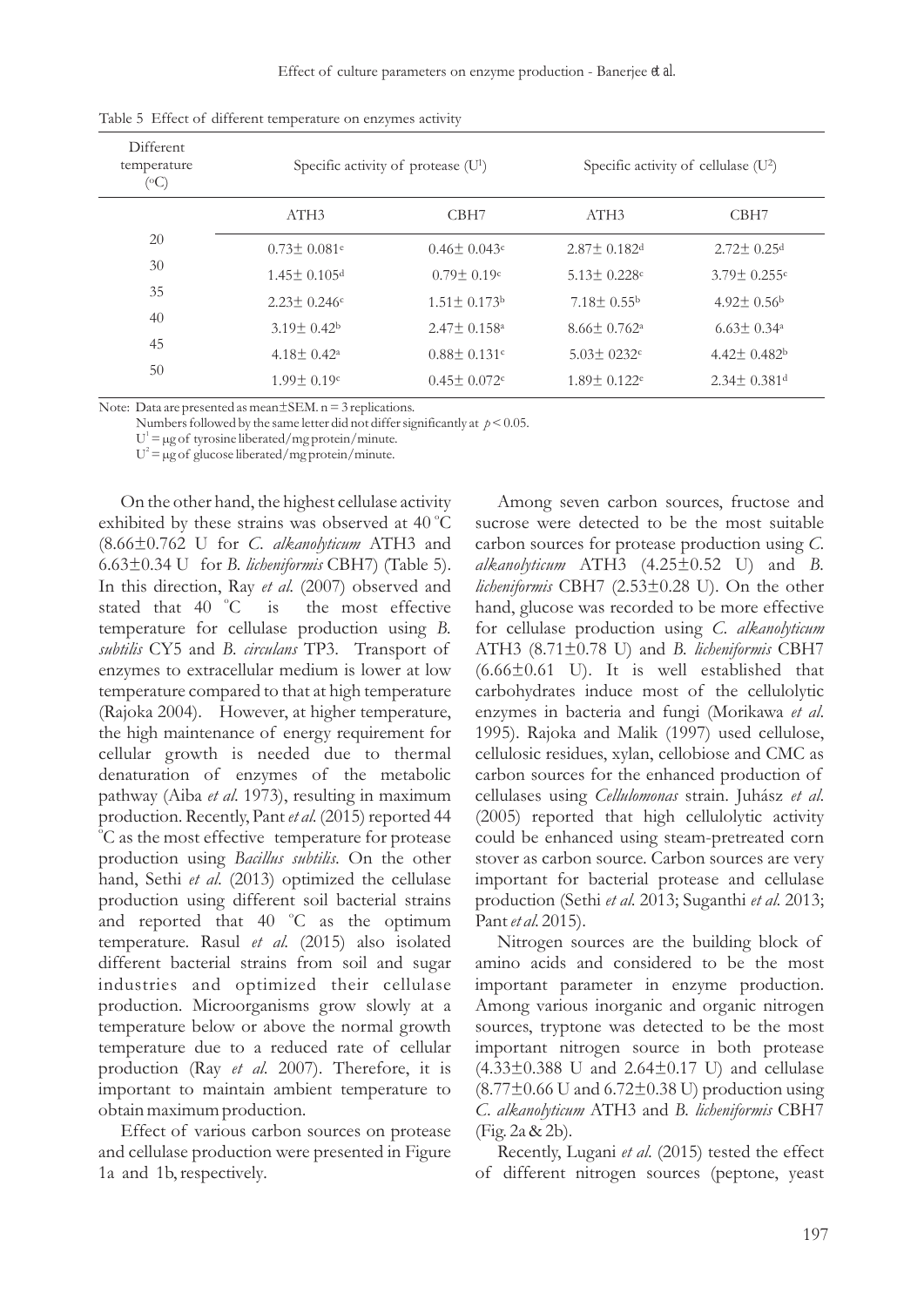Table 5 Effect of different temperature on enzymes activity

| Different temperature (°C) | Specific activity of protease ($U^1$) | | Specific activity of cellulase ($U^2$) | |
|---|---|---|---|---|
| | ATH3 | CBH7 | ATH3 | CBH7 |
| 20 | 0.73± 0.081[e] | 0.46± 0.043[c] | 2.87± 0.182[d] | 2.72± 0.25[d] |
| 30 | 1.45± 0.105[d] | 0.79± 0.19[c] | 5.13± 0.228[c] | 3.79± 0.255[c] |
| 35 | 2.23± 0.246[c] | 1.51± 0.173[b] | 7.18± 0.55[b] | 4.92± 0.56[b] |
| 40 | 3.19± 0.42[b] | 2.47± 0.158[a] | 8.66± 0.762[a] | 6.63± 0.34[a] |
| 45 | 4.18± 0.42[a] | 0.88± 0.131[c] | 5.03± 0232[c] | 4.42± 0.482[b] |
| 50 | 1.99± 0.19[c] | 0.45± 0.072[c] | 1.89± 0.122[e] | 2.34± 0.381[d] |

Note: Data are presented as mean±SEM. n = 3 replications.
Numbers followed by the same letter did not differ significantly at $p < 0.05$.
$U^1$ = μg of tyrosine liberated/mg protein/minute.
$U^2$ = μg of glucose liberated/mg protein/minute.

On the other hand, the highest cellulase activity exhibited by these strains was observed at 40 °C (8.66±0.762 U for *C. alkanolyticum* ATH3 and 6.63±0.34 U for *B. licheniformis* CBH7) (Table 5). In this direction, Ray *et al.* (2007) observed and stated that 40 °C is the most effective temperature for cellulase production using *B. subtilis* CY5 and *B. circulans* TP3. Transport of enzymes to extracellular medium is lower at low temperature compared to that at high temperature (Rajoka 2004). However, at higher temperature, the high maintenance of energy requirement for cellular growth is needed due to thermal denaturation of enzymes of the metabolic pathway (Aiba *et al.* 1973), resulting in maximum production. Recently, Pant *et al.* (2015) reported 44 °C as the most effective temperature for protease production using *Bacillus subtilis*. On the other hand, Sethi *et al.* (2013) optimized the cellulase production using different soil bacterial strains and reported that 40 °C as the optimum temperature. Rasul *et al.* (2015) also isolated different bacterial strains from soil and sugar industries and optimized their cellulase production. Microorganisms grow slowly at a temperature below or above the normal growth temperature due to a reduced rate of cellular production (Ray *et al.* 2007). Therefore, it is important to maintain ambient temperature to obtain maximum production.

Effect of various carbon sources on protease and cellulase production were presented in Figure 1a and 1b, respectively.

Among seven carbon sources, fructose and sucrose were detected to be the most suitable carbon sources for protease production using *C. alkanolyticum* ATH3 (4.25±0.52 U) and *B. licheniformis* CBH7 (2.53±0.28 U). On the other hand, glucose was recorded to be more effective for cellulase production using *C. alkanolyticum* ATH3 (8.71±0.78 U) and *B. licheniformis* CBH7 (6.66±0.61 U). It is well established that carbohydrates induce most of the cellulolytic enzymes in bacteria and fungi (Morikawa *et al.* 1995). Rajoka and Malik (1997) used cellulose, cellulosic residues, xylan, cellobiose and CMC as carbon sources for the enhanced production of cellulases using *Cellulomonas* strain. Juhász *et al.* (2005) reported that high cellulolytic activity could be enhanced using steam-pretreated corn stover as carbon source. Carbon sources are very important for bacterial protease and cellulase production (Sethi *et al.* 2013; Suganthi *et al.* 2013; Pant *et al.* 2015).

Nitrogen sources are the building block of amino acids and considered to be the most important parameter in enzyme production. Among various inorganic and organic nitrogen sources, tryptone was detected to be the most important nitrogen source in both protease (4.33±0.388 U and 2.64±0.17 U) and cellulase (8.77±0.66 U and 6.72±0.38 U) production using *C. alkanolyticum* ATH3 and *B. licheniformis* CBH7 (Fig. 2a & 2b).

Recently, Lugani *et al.* (2015) tested the effect of different nitrogen sources (peptone, yeast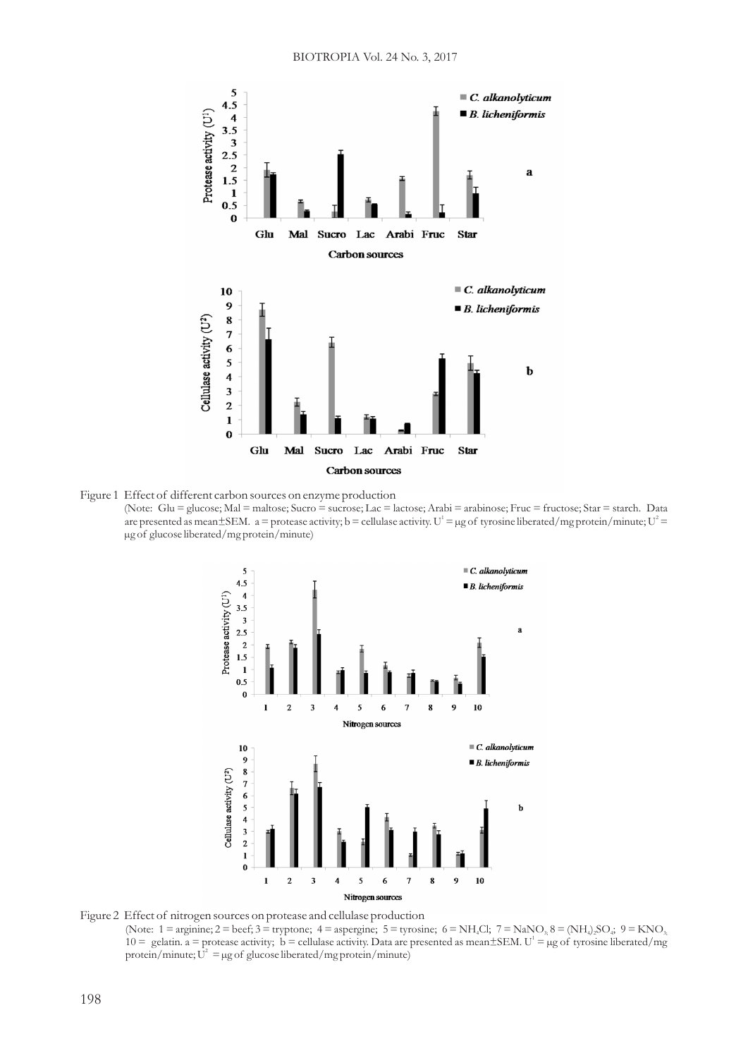Figure 1 Effect of different carbon sources on enzyme production

(Note: Glu = glucose; Mal = maltose; Sucro = sucrose; Lac = lactose; Arabi = arabinose; Fruc = fructose; Star = starch. Data are presented as mean±SEM. a = protease activity; b = cellulase activity. $U^1$ = μg of tyrosine liberated/mg protein/minute; $U^2$ = μg of glucose liberated/mg protein/minute)

Figure 2 Effect of nitrogen sources on protease and cellulase production

(Note: 1 = arginine; 2 = beef; 3 = tryptone; 4 = aspergine; 5 = tyrosine; 6 = $NH_4Cl$; 7 = $NaNO_3$; 8 = $(NH_4)_2SO_4$; 9 = $KNO_3$; 10 = gelatin. a = protease activity; b = cellulase activity. Data are presented as mean±SEM. $U^1$ = μg of tyrosine liberated/mg protein/minute; $U^2$ = μg of glucose liberated/mg protein/minute)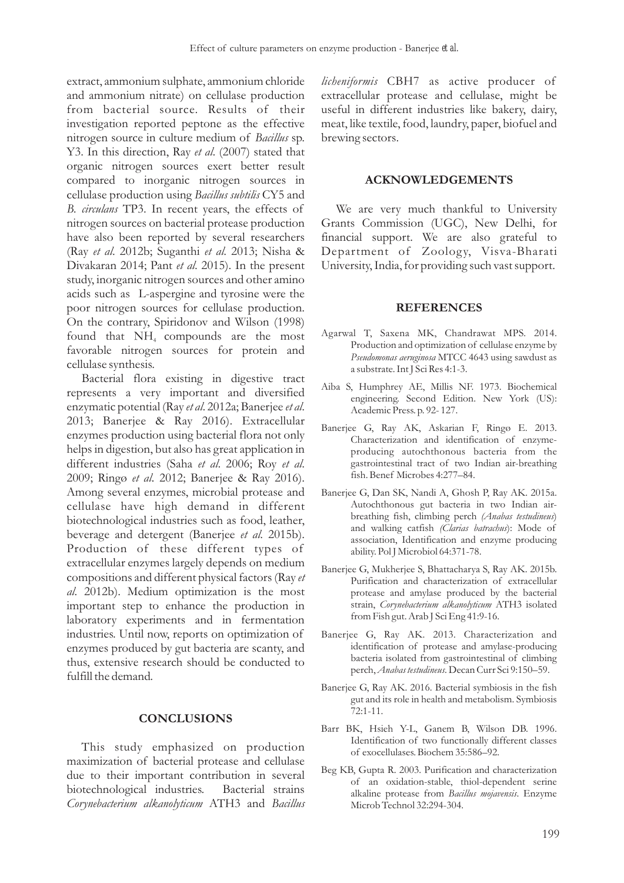extract, ammonium sulphate, ammonium chloride and ammonium nitrate) on cellulase production from bacterial source. Results of their investigation reported peptone as the effective nitrogen source in culture medium of *Bacillus* sp. Y3. In this direction, Ray *et al*. (2007) stated that organic nitrogen sources exert better result compared to inorganic nitrogen sources in cellulase production using *Bacillus subtilis* CY5 and *B. circulans* TP3. In recent years, the effects of nitrogen sources on bacterial protease production have also been reported by several researchers (Ray *et al*. 2012b; Suganthi *et al*. 2013; Nisha & Divakaran 2014; Pant *et al*. 2015). In the present study, inorganic nitrogen sources and other amino acids such as L-aspergine and tyrosine were the poor nitrogen sources for cellulase production. On the contrary, Spiridonov and Wilson (1998) found that $NH_4$ compounds are the most favorable nitrogen sources for protein and cellulase synthesis.

Bacterial flora existing in digestive tract represents a very important and diversified enzymatic potential (Ray *et al*. 2012a; Banerjee *et al*. 2013; Banerjee & Ray 2016). Extracellular enzymes production using bacterial flora not only helps in digestion, but also has great application in different industries (Saha *et al*. 2006; Roy *et al*. 2009; Ringø *et al*. 2012; Banerjee & Ray 2016). Among several enzymes, microbial protease and cellulase have high demand in different biotechnological industries such as food, leather, beverage and detergent (Banerjee *et al*. 2015b). Production of these different types of extracellular enzymes largely depends on medium compositions and different physical factors (Ray *et al*. 2012b). Medium optimization is the most important step to enhance the production in laboratory experiments and in fermentation industries. Until now, reports on optimization of enzymes produced by gut bacteria are scanty, and thus, extensive research should be conducted to fulfill the demand.

## CONCLUSIONS

This study emphasized on production maximization of bacterial protease and cellulase due to their important contribution in several biotechnological industries. Bacterial strains *Corynebacterium alkanolyticum* ATH3 and *Bacillus licheniformis* CBH7 as active producer of extracellular protease and cellulase, might be useful in different industries like bakery, dairy, meat, like textile, food, laundry, paper, biofuel and brewing sectors.

## ACKNOWLEDGEMENTS

We are very much thankful to University Grants Commission (UGC), New Delhi, for financial support. We are also grateful to Department of Zoology, Visva-Bharati University, India, for providing such vast support.

## REFERENCES

Agarwal T, Saxena MK, Chandrawat MPS. 2014. Production and optimization of cellulase enzyme by *Pseudomonas aeruginosa* MTCC 4643 using sawdust as a substrate. Int J Sci Res 4:1-3.

Aiba S, Humphrey AE, Millis NF. 1973. Biochemical engineering. Second Edition. New York (US): Academic Press. p. 92- 127.

Banerjee G, Ray AK, Askarian F, Ringø E. 2013. Characterization and identification of enzyme-producing autochthonous bacteria from the gastrointestinal tract of two Indian air-breathing fish. Benef Microbes 4:277–84.

Banerjee G, Dan SK, Nandi A, Ghosh P, Ray AK. 2015a. Autochthonous gut bacteria in two Indian air-breathing fish, climbing perch *(Anabas testudineus*) and walking catfish *(Clarias batrachus*): Mode of association, Identification and enzyme producing ability. Pol J Microbiol 64:371-78.

Banerjee G, Mukherjee S, Bhattacharya S, Ray AK. 2015b. Purification and characterization of extracellular protease and amylase produced by the bacterial strain, *Corynebacterium alkanolyticum* ATH3 isolated from Fish gut. Arab J Sci Eng 41:9-16.

Banerjee G, Ray AK. 2013. Characterization and identification of protease and amylase-producing bacteria isolated from gastrointestinal of climbing perch, *Anabas testudineus*. Decan Curr Sci 9:150–59.

Banerjee G, Ray AK. 2016. Bacterial symbiosis in the fish gut and its role in health and metabolism. Symbiosis 72:1-11.

Barr BK, Hsieh Y-L, Ganem B, Wilson DB. 1996. Identification of two functionally different classes of exocellulases. Biochem 35:586–92.

Beg KB, Gupta R. 2003. Purification and characterization of an oxidation-stable, thiol-dependent serine alkaline protease from *Bacillus mojavensis*. Enzyme Microb Technol 32:294-304.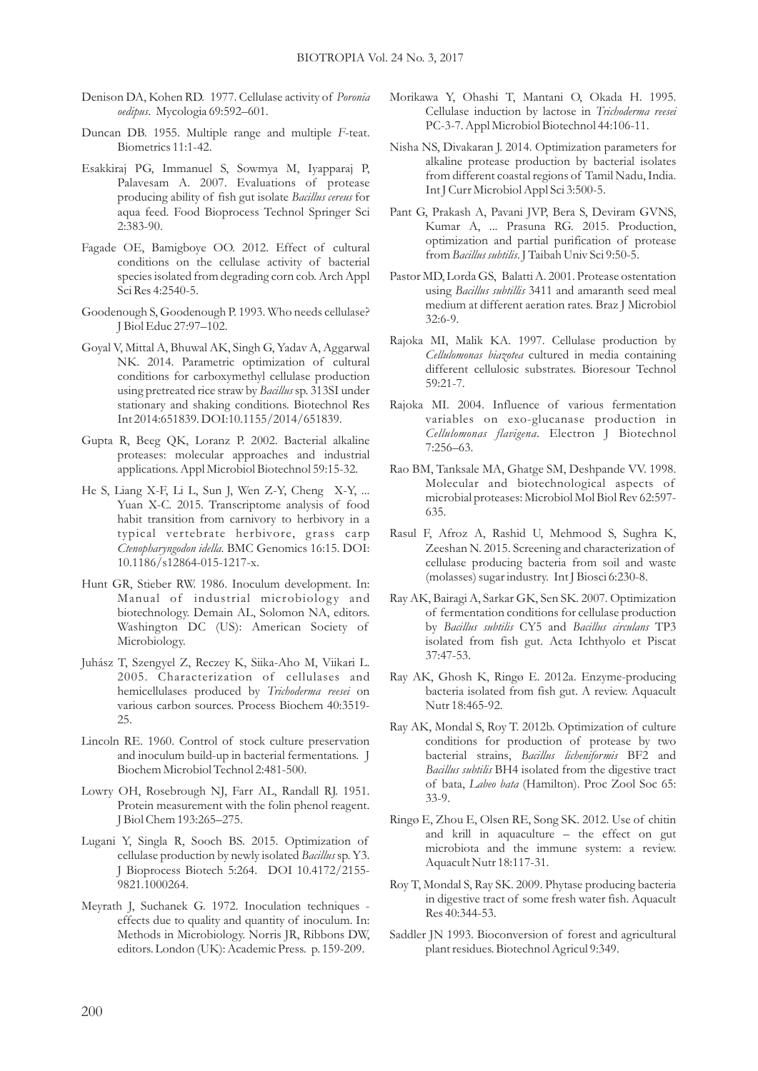Denison DA, Kohen RD. 1977. Cellulase activity of *Poronia oedipus*. Mycologia 69:592–601.

Duncan DB. 1955. Multiple range and multiple *F*-teat. Biometrics 11:1-42.

Esakkiraj PG, Immanuel S, Sowmya M, Iyapparaj P, Palavesam A. 2007. Evaluations of protease producing ability of fish gut isolate *Bacillus cereus* for aqua feed. Food Bioprocess Technol Springer Sci 2:383-90.

Fagade OE, Bamigboye OO. 2012. Effect of cultural conditions on the cellulase activity of bacterial species isolated from degrading corn cob. Arch Appl Sci Res 4:2540-5.

Goodenough S, Goodenough P. 1993. Who needs cellulase? J Biol Educ 27:97–102.

Goyal V, Mittal A, Bhuwal AK, Singh G, Yadav A, Aggarwal NK. 2014. Parametric optimization of cultural conditions for carboxymethyl cellulase production using pretreated rice straw by *Bacillus* sp. 313SI under stationary and shaking conditions. Biotechnol Res Int 2014:651839. DOI:10.1155/2014/651839.

Gupta R, Beeg QK, Loranz P. 2002. Bacterial alkaline proteases: molecular approaches and industrial applications. Appl Microbiol Biotechnol 59:15-32.

He S, Liang X-F, Li L, Sun J, Wen Z-Y, Cheng X-Y, ... Yuan X-C. 2015. Transcriptome analysis of food habit transition from carnivory to herbivory in a typical vertebrate herbivore, grass carp *Ctenopharyngodon idella.* BMC Genomics 16:15. DOI: 10.1186/s12864-015-1217-x.

Hunt GR, Stieber RW. 1986. Inoculum development. In: Manual of industrial microbiology and biotechnology. Demain AL, Solomon NA, editors. Washington DC (US): American Society of Microbiology.

Juhász T, Szengyel Z, Reczey K, Siika-Aho M, Viikari L. 2005. Characterization of cellulases and hemicellulases produced by *Trichoderma reesei* on various carbon sources. Process Biochem 40:3519-25.

Lincoln RE. 1960. Control of stock culture preservation and inoculum build-up in bacterial fermentations. J Biochem Microbiol Technol 2:481-500.

Lowry OH, Rosebrough NJ, Farr AL, Randall RJ. 1951. Protein measurement with the folin phenol reagent. J Biol Chem 193:265–275.

Lugani Y, Singla R, Sooch BS. 2015. Optimization of cellulase production by newly isolated *Bacillus* sp. Y3. J Bioprocess Biotech 5:264. DOI 10.4172/2155-9821.1000264.

Meyrath J, Suchanek G. 1972. Inoculation techniques - effects due to quality and quantity of inoculum. In: Methods in Microbiology. Norris JR, Ribbons DW, editors. London (UK): Academic Press. p. 159-209.

Morikawa Y, Ohashi T, Mantani O, Okada H. 1995. Cellulase induction by lactose in *Trichoderma reesei* PC-3-7. Appl Microbiol Biotechnol 44:106-11.

Nisha NS, Divakaran J. 2014. Optimization parameters for alkaline protease production by bacterial isolates from different coastal regions of Tamil Nadu, India. Int J Curr Microbiol Appl Sci 3:500-5.

Pant G, Prakash A, Pavani JVP, Bera S, Deviram GVNS, Kumar A, ... Prasuna RG. 2015. Production, optimization and partial purification of protease from *Bacillus subtilis*. J Taibah Univ Sci 9:50-5.

Pastor MD, Lorda GS, Balatti A. 2001. Protease ostentation using *Bacillus subtillis* 3411 and amaranth seed meal medium at different aeration rates. Braz J Microbiol 32:6-9.

Rajoka MI, Malik KA. 1997. Cellulase production by *Cellulomonas biazotea* cultured in media containing different cellulosic substrates. Bioresour Technol 59:21-7.

Rajoka MI. 2004. Influence of various fermentation variables on exo-glucanase production in *Cellulomonas flavigena*. Electron J Biotechnol 7:256–63.

Rao BM, Tanksale MA, Ghatge SM, Deshpande VV. 1998. Molecular and biotechnological aspects of microbial proteases: Microbiol Mol Biol Rev 62:597-635.

Rasul F, Afroz A, Rashid U, Mehmood S, Sughra K, Zeeshan N. 2015. Screening and characterization of cellulase producing bacteria from soil and waste (molasses) sugar industry. Int J Biosci 6:230-8.

Ray AK, Bairagi A, Sarkar GK, Sen SK. 2007. Optimization of fermentation conditions for cellulase production by *Bacillus subtilis* CY5 and *Bacillus circulans* TP3 isolated from fish gut. Acta Ichthyolo et Piscat 37:47-53.

Ray AK, Ghosh K, Ringø E. 2012a. Enzyme-producing bacteria isolated from fish gut. A review. Aquacult Nutr 18:465-92.

Ray AK, Mondal S, Roy T. 2012b. Optimization of culture conditions for production of protease by two bacterial strains, *Bacillus licheniformis* BF2 and *Bacillus subtilis* BH4 isolated from the digestive tract of bata, *Labeo bata* (Hamilton). Proc Zool Soc 65: 33-9.

Ringø E, Zhou E, Olsen RE, Song SK. 2012. Use of chitin and krill in aquaculture – the effect on gut microbiota and the immune system: a review. Aquacult Nutr 18:117-31.

Roy T, Mondal S, Ray SK. 2009. Phytase producing bacteria in digestive tract of some fresh water fish. Aquacult Res 40:344-53.

Saddler JN 1993. Bioconversion of forest and agricultural plant residues. Biotechnol Agricul 9:349.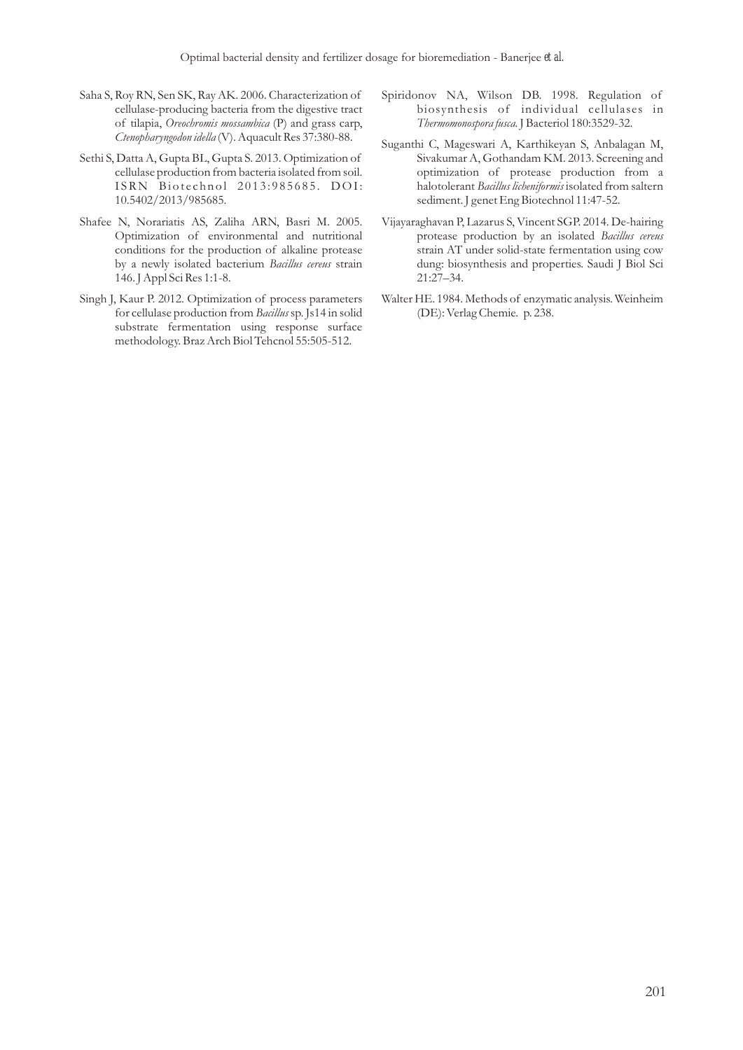Saha S, Roy RN, Sen SK, Ray AK. 2006. Characterization of cellulase-producing bacteria from the digestive tract of tilapia, *Oreochromis mossambica* (P) and grass carp, *Ctenopharyngodon idella* (V). Aquacult Res 37:380-88.

Sethi S, Datta A, Gupta BL, Gupta S. 2013. Optimization of cellulase production from bacteria isolated from soil. ISRN Biotechnol 2013:985685. DOI: 10.5402/2013/985685.

Shafee N, Norariatis AS, Zaliha ARN, Basri M. 2005. Optimization of environmental and nutritional conditions for the production of alkaline protease by a newly isolated bacterium *Bacillus cereus* strain 146. J Appl Sci Res 1:1-8.

Singh J, Kaur P. 2012. Optimization of process parameters for cellulase production from *Bacillus* sp. Js14 in solid substrate fermentation using response surface methodology. Braz Arch Biol Tehcnol 55:505-512.

Spiridonov NA, Wilson DB. 1998. Regulation of biosynthesis of individual cellulases in *Thermomonospora fusca*. J Bacteriol 180:3529-32.

Suganthi C, Mageswari A, Karthikeyan S, Anbalagan M, Sivakumar A, Gothandam KM. 2013. Screening and optimization of protease production from a halotolerant *Bacillus licheniformis* isolated from saltern sediment. J genet Eng Biotechnol 11:47-52.

Vijayaraghavan P, Lazarus S, Vincent SGP. 2014. De-hairing protease production by an isolated *Bacillus cereus* strain AT under solid-state fermentation using cow dung: biosynthesis and properties. Saudi J Biol Sci 21:27–34.

Walter HE. 1984. Methods of enzymatic analysis. Weinheim (DE): Verlag Chemie. p. 238.